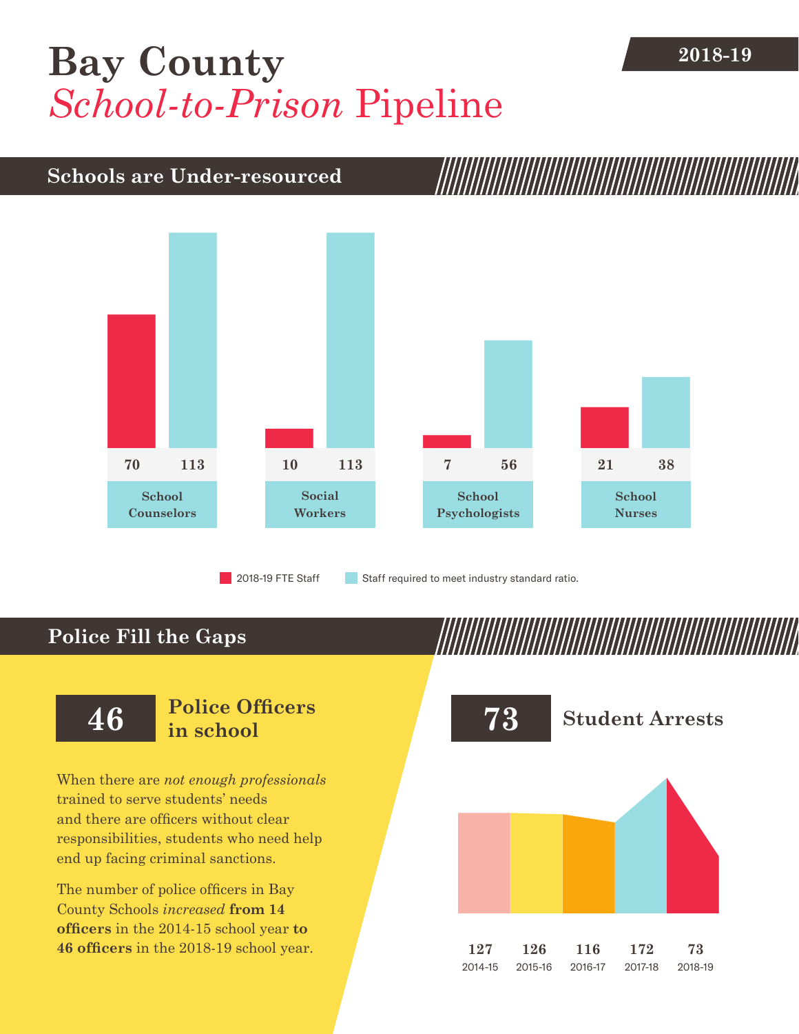# Bay County *School-to-Prison* Pipeline

2018-19

## Schools are Under-resourced

| | 2018-19 FTE Staff | Staff required to meet industry standard ratio. |
|---|---|---|
| School Counselors | 70 | 113 |
| Social Workers | 10 | 113 |
| School Psychologists | 7 | 56 |
| School Nurses | 21 | 38 |

## Police Fill the Gaps

**46** **Police Officers in school**

When there are *not enough professionals* trained to serve students' needs and there are officers without clear responsibilities, students who need help end up facing criminal sanctions.

The number of police officers in Bay County Schools *increased* **from 14 officers** in the 2014-15 school year **to 46 officers** in the 2018-19 school year.

**73** **Student Arrests**

| 2014-15 | 2015-16 | 2016-17 | 2017-18 | 2018-19 |
|---|---|---|---|---|
| 127 | 126 | 116 | 172 | 73 |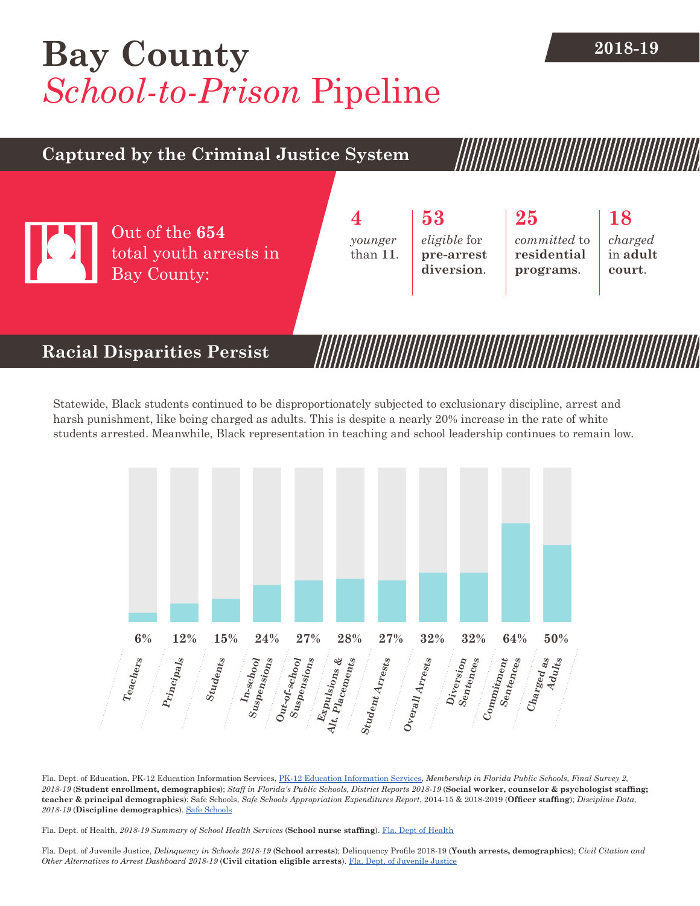# Bay County *School-to-Prison* Pipeline

2018-19

## Captured by the Criminal Justice System

Out of the **654** total youth arrests in Bay County:

- **4** *younger* than **11**.
- **53** *eligible* for **pre-arrest diversion**.
- **25** *committed* to **residential programs**.
- **18** *charged* in **adult court**.

## Racial Disparities Persist

Statewide, Black students continued to be disproportionately subjected to exclusionary discipline, arrest and harsh punishment, like being charged as adults. This is despite a nearly 20% increase in the rate of white students arrested. Meanwhile, Black representation in teaching and school leadership continues to remain low.

6% Teachers
12% Principals
15% Students
24% In-school Suspensions
27% Out-of-school Suspensions
28% Expulsions & Alt. Placements
27% Student Arrests
32% Overall Arrests
32% Diversion Sentences
64% Commitment Sentences
50% Charged as Adults

Fla. Dept. of Education, PK-12 Education Information Services, PK-12 Education Information Services, *Membership in Florida Public Schools, Final Survey 2, 2018-19* (**Student enrollment, demographics**); *Staff in Florida's Public Schools, District Reports 2018-19* (**Social worker, counselor & psychologist staffing; teacher & principal demographics**); Safe Schools, *Safe Schools Appropriation Expenditures Report*, 2014-15 & 2018-2019 (**Officer staffing**); *Discipline Data, 2018-19* (**Discipline demographics**). Safe Schools

Fla. Dept. of Health, *2018-19 Summary of School Health Services* (**School nurse staffing**). Fla. Dept of Health

Fla. Dept. of Juvenile Justice, *Delinquency in Schools 2018-19* (**School arrests**); Delinquency Profile 2018-19 (**Youth arrests, demographics**); *Civil Citation and Other Alternatives to Arrest Dashboard 2018-19* (**Civil citation eligible arrests**). Fla. Dept. of Juvenile Justice